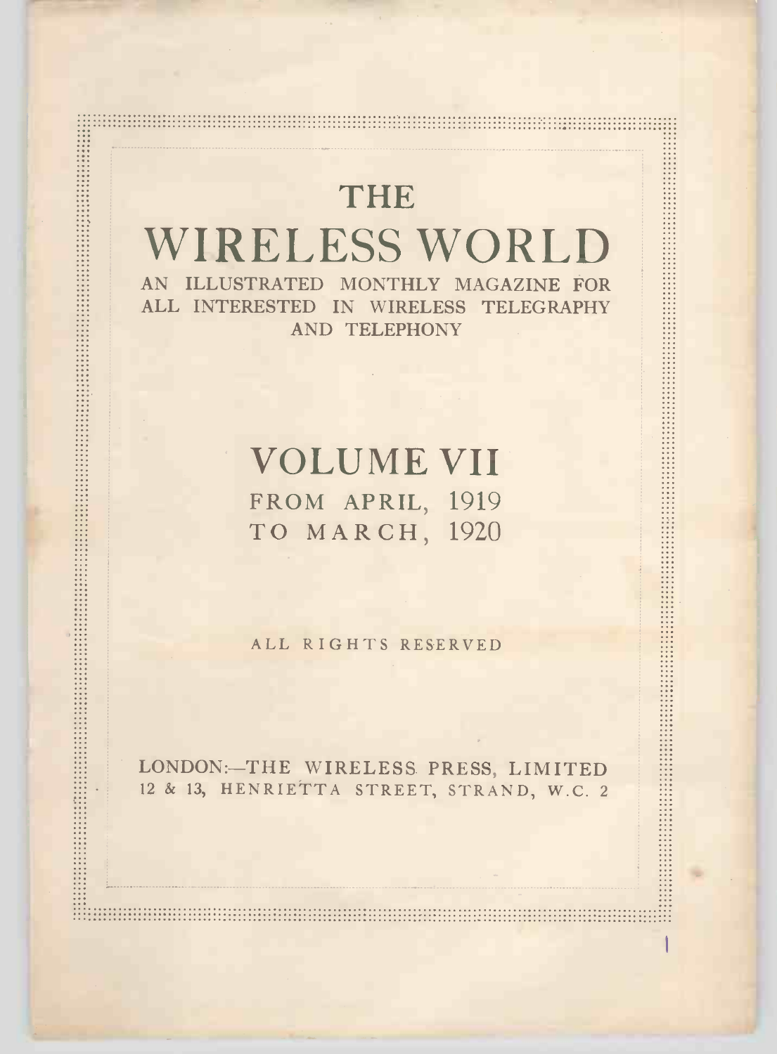# THE WIRELESS WORLD

AN ILLUSTRATED MONTHLY MAGAZINE FOR ALL INTERESTED IN WIRELESS TELEGRAPHY AND TELEPHONY

## VOLUME VII

FROM APRIL, 1919
TO MARCH, 1920

ALL RIGHTS RESERVED

LONDON:—THE WIRELESS PRESS, LIMITED
12 & 13, HENRIETTA STREET, STRAND, W.C. 2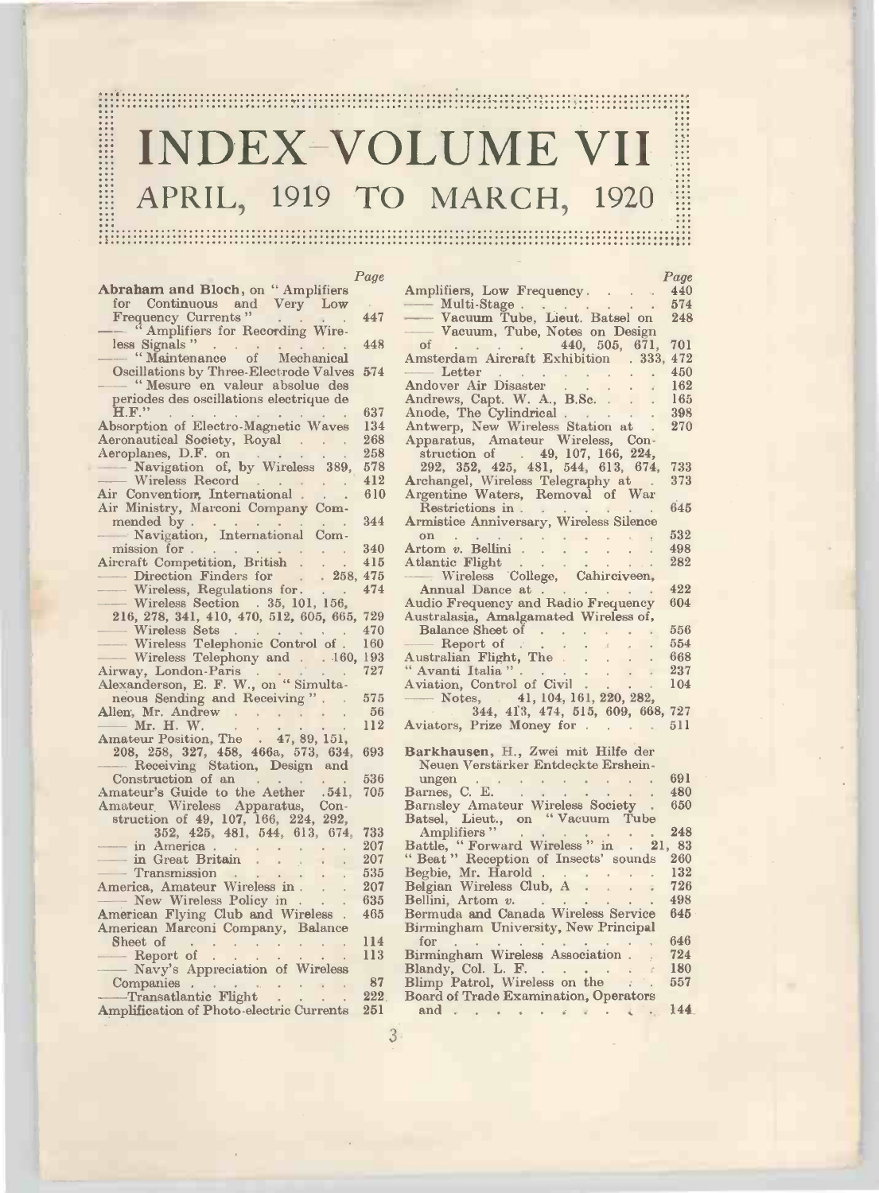# INDEX VOLUME VII

## APRIL, 1919 TO MARCH, 1920

*Page*

**Abraham and Bloch**, on " Amplifiers for Continuous and Very Low Frequency Currents " . . . . 447
—— " Amplifiers for Recording Wireless Signals " . . . . . . . . 448
—— " Maintenance of Mechanical Oscillations by Three-Electrode Valves 574
—— " Mesure en valeur absolue des periodes des oscillations electrique de H.F." . . . . . . . . . 637
Absorption of Electro-Magnetic Waves 134
Aeronautical Society, Royal . . . 268
Aeroplanes, D.F. on . . . . . 258
—— Navigation of, by Wireless 389, 578
—— Wireless Record . . . . . 412
Air Convention, International . . . 610
Air Ministry, Marconi Company Commended by . . . . . . . 344
—— Navigation, International Commission for . . . . . . . 340
Aircraft Competition, British . . . 415
—— Direction Finders for . . 258, 475
—— Wireless, Regulations for. . . 474
—— Wireless Section . 35, 101, 156, 216, 278, 341, 410, 470, 512, 605, 665, 729
—— Wireless Sets . . . . . . 470
—— Wireless Telephonic Control of . 160
—— Wireless Telephony and . . 160, 193
Airway, London-Paris . . . . . 727
Alexanderson, E. F. W., on " Simultaneous Sending and Receiving " . . 575
Allen, Mr. Andrew . . . . . . 56
—— Mr. H. W. . . . . . . . 112
Amateur Position, The . 47, 89, 151, 208, 258, 327, 458, 466a, 573, 634, 693
—— Receiving Station, Design and Construction of an . . . . . 536
Amateur's Guide to the Aether . 541, 705
Amateur Wireless Apparatus, Construction of 49, 107, 166, 224, 292, 352, 425, 481, 544, 613, 674, 733
—— in America . . . . . . . 207
—— in Great Britain . . . . . 207
—— Transmission . . . . . . 535
America, Amateur Wireless in . . . 207
—— New Wireless Policy in . . . 635
American Flying Club and Wireless . 465
American Marconi Company, Balance Sheet of . . . . . . . . 114
—— Report of . . . . . . . 113
—— Navy's Appreciation of Wireless Companies . . . . . . . 87
——Transatlantic Flight . . . . 222
Amplification of Photo-electric Currents 251

Amplifiers, Low Frequency. . . . 440
—— Multi-Stage . . . . . . . 574
—— Vacuum Tube, Lieut. Batsel on 248
—— Vacuum, Tube, Notes on Design of . . . . 440, 505, 671, 701
Amsterdam Aircraft Exhibition . 333, 472
—— Letter . . . . . . . . 450
Andover Air Disaster . . . . . 162
Andrews, Capt. W. A., B.Sc. . . . 165
Anode, The Cylindrical . . . . . 398
Antwerp, New Wireless Station at . 270
Apparatus, Amateur Wireless, Construction of . 49, 107, 166, 224, 292, 352, 425, 481, 544, 613, 674, 733
Archangel, Wireless Telegraphy at . 373
Argentine Waters, Removal of War Restrictions in . . . . . . . 645
Armistice Anniversary, Wireless Silence on . . . . . . . . . 532
Artom *v.* Bellini . . . . . . . 498
Atlantic Flight . . . . . . . 282
—— Wireless College, Cahirciveen, Annual Dance at . . . . . . 422
Audio Frequency and Radio Frequency 604
Australasia, Amalgamated Wireless of, Balance Sheet of . . . . . . 556
—— Report of . . . . . . . 554
Australian Flight, The . . . . . 668
" Avanti Italia " . . . . . . . 237
Aviation, Control of Civil . . . . 104
—— Notes, 41, 104, 161, 220, 282, 344, 413, 474, 515, 609, 668, 727
Aviators, Prize Money for . . . . 511

**Barkhausen**, H., Zwei mit Hilfe der Neuen Verstärker Entdeckte Ersheinungen . . . . . . . . . 691
Barnes, C. E. . . . . . . . . 480
Barnsley Amateur Wireless Society . 650
Batsel, Lieut., on " Vacuum Tube Amplifiers " . . . . . . . 248
Battle, " Forward Wireless " in . 21, 83
" Beat " Reception of Insects' sounds 260
Begbie, Mr. Harold . . . . . . 132
Belgian Wireless Club, A . . . . 726
Bellini, Artom *v.* . . . . . . . 498
Bermuda and Canada Wireless Service 645
Birmingham University, New Principal for . . . . . . . . . . 646
Birmingham Wireless Association . . 724
Blandy, Col. L. F. . . . . . . 180
Blimp Patrol, Wireless on the . . 557
Board of Trade Examination, Operators and . . . . . . . . . . 144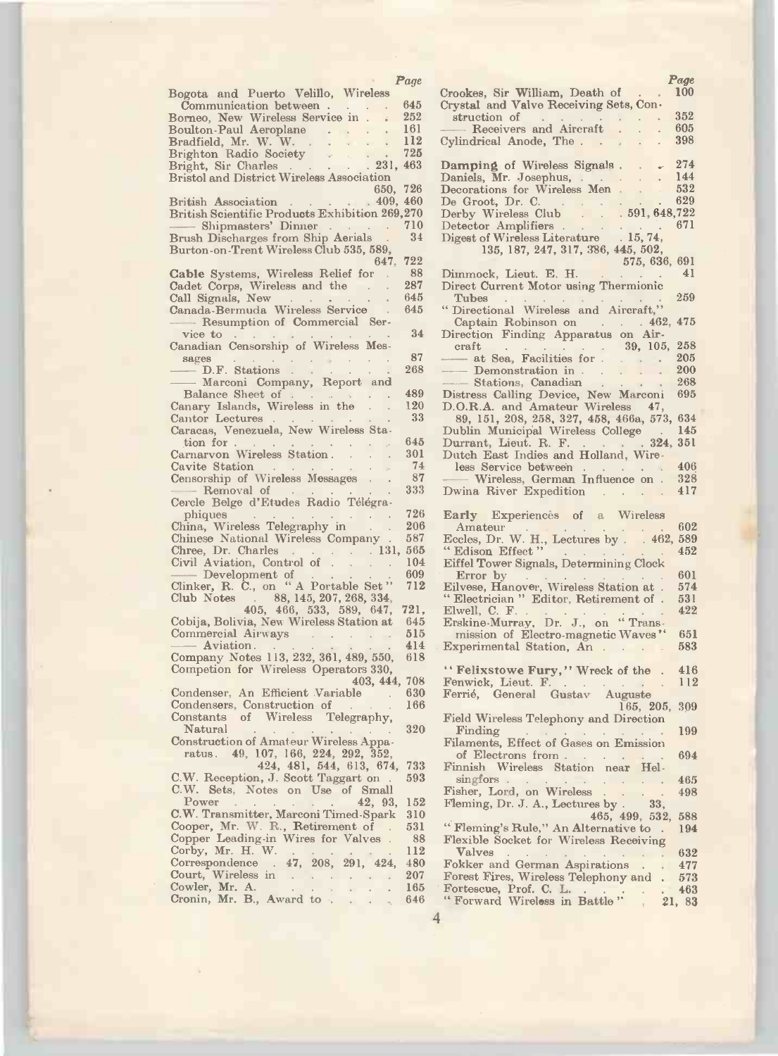Page

Bogota and Puerto Velillo, Wireless Communication between . . . . 645
Borneo, New Wireless Service in . . 252
Boulton-Paul Aeroplane . . . . 161
Bradfield, Mr. W. W. . . . . . 112
Brighton Radio Society . . . . 725
Bright, Sir Charles . . . . . 231, 463
Bristol and District Wireless Association 650, 726
British Association . . . . . 409, 460
British Scientific Products Exhibition 269, 270
—— Shipmasters' Dinner . . . . 710
Brush Discharges from Ship Aerials . 34
Burton-on-Trent Wireless Club 535, 589, 647, 722

**Cable** Systems, Wireless Relief for . 88
Cadet Corps, Wireless and the . . 287
Call Signals, New . . . . . . 645
Canada-Bermuda Wireless Service . 645
—— Resumption of Commercial Service to . . . . . . . . 34
Canadian Censorship of Wireless Messages . . . . . . . . 87
—— D.F. Stations . . . . . . 268
—— Marconi Company, Report and Balance Sheet of . . . . . . 489
Canary Islands, Wireless in the . . 120
Cantor Lectures . . . . . . . 33
Caracas, Venezuela, New Wireless Station for . . . . . . . . 645
Carnarvon Wireless Station . . . . 301
Cavite Station . . . . . . . 74
Censorship of Wireless Messages . . 87
—— Removal of . . . . . . 333
Cercle Belge d'Etudes Radio Télégraphiques . . . . . . . . 726
China, Wireless Telegraphy in . . 206
Chinese National Wireless Company . 587
Chree, Dr. Charles . . . . . 131, 565
Civil Aviation, Control of . . . . 104
—— Development of . . . . . 609
Clinker, R. C., on "A Portable Set" 712
Club Notes . 88, 145, 207, 268, 334, 405, 466, 533, 589, 647, 721,
Cobija, Bolivia, New Wireless Station at 645
Commercial Airways . . . . . 515
—— Aviation . . . . . . . 414
Company Notes 113, 232, 361, 489, 550, 618
Competion for Wireless Operators 330, 403, 444, 708
Condenser, An Efficient Variable . 630
Condensers, Construction of . . . 166
Constants of Wireless Telegraphy, Natural . . . . . . . . 320
Construction of Amateur Wireless Apparatus. 49, 107, 166, 224, 292, 352, 424, 481, 544, 613, 674, 733
C.W. Reception, J. Scott Taggart on . 593
C.W. Sets, Notes on Use of Small Power . . . . . . 42, 93, 152
C.W. Transmitter, Marconi Timed-Spark 310
Cooper, Mr. W. R., Retirement of . 531
Copper Leading-in Wires for Valves . 88
Corby, Mr. H. W. . . . . . . 112
Correspondence . 47, 208, 291, 424, 480
Court, Wireless in . . . . . . 207
Cowler, Mr. A. . . . . . . . 165
Cronin, Mr. B., Award to . . . . 646
Crookes, Sir William, Death of . . 100
Crystal and Valve Receiving Sets, Construction of . . . . . . . 352
—— Receivers and Aircraft . . . 605
Cylindrical Anode, The . . . . . 398

**Damping** of Wireless Signals . . . 274
Daniels, Mr. Josephus, . . . . . 144
Decorations for Wireless Men . . . 532
De Groot, Dr. C. . . . . . . 629
Derby Wireless Club . . . 591, 648, 722
Detector Amplifiers . . . . . . 671
Digest of Wireless Literature . 15, 74, 135, 187, 247, 317, 386, 445, 502, 575, 636, 691
Dimmock, Lieut. E. H. . . . . . 41
Direct Current Motor using Thermionic Tubes . . . . . . . . . 259
"Directional Wireless and Aircraft," Captain Robinson on . . . 462, 475
Direction Finding Apparatus on Aircraft . . . . . . . 39, 105, 258
—— at Sea, Facilities for . . . . 205
—— Demonstration in . . . . . 200
—— Stations, Canadian . . . . 268
Distress Calling Device, New Marconi 695
D.O.R.A. and Amateur Wireless 47, 89, 151, 208, 258, 327, 458, 466a, 573, 634
Dublin Municipal Wireless College . 145
Durrant, Lieut. R. F. . . . . . 324, 351
Dutch East Indies and Holland, Wireless Service between . . . . . 406
—— Wireless, German Influence on . 328
Dwina River Expedition . . . . 417

**Early** Experiences of a Wireless Amateur . . . . . . . . 602
Eccles, Dr. W. H., Lectures by . . 462, 589
"Edison Effect" . . . . . . 452
Eiffel Tower Signals, Determining Clock Error by . . . . . . . 601
Eilvese, Hanover, Wireless Station at . 574
"Electrician" Editor, Retirement of . 531
Elwell, C. F. . . . . . . . . 422
Erskine-Murray, Dr. J., on "Transmission of Electro-magnetic Waves" 651
Experimental Station, An . . . . 583

**"Felixstowe Fury,"** Wreck of the . 416
Fenwick, Lieut. F. . . . . . . 112
Ferrié, General Gustav Auguste 165, 205, 309
Field Wireless Telephony and Direction Finding . . . . . . . . 199
Filaments, Effect of Gases on Emission of Electrons from . . . . . . 694
Finnish Wireless Station near Helsingfors . . . . . . . . . 465
Fisher, Lord, on Wireless . . . . 498
Fleming, Dr. J. A., Lectures by . 33, 465, 499, 532, 588
"Fleming's Rule," An Alternative to . 194
Flexible Socket for Wireless Receiving Valves . . . . . . . . . 632
Fokker and German Aspirations . . 477
Forest Fires, Wireless Telephony and . 573
Fortescue, Prof. C. L. . . . . . 463
"Forward Wireless in Battle" . 21, 83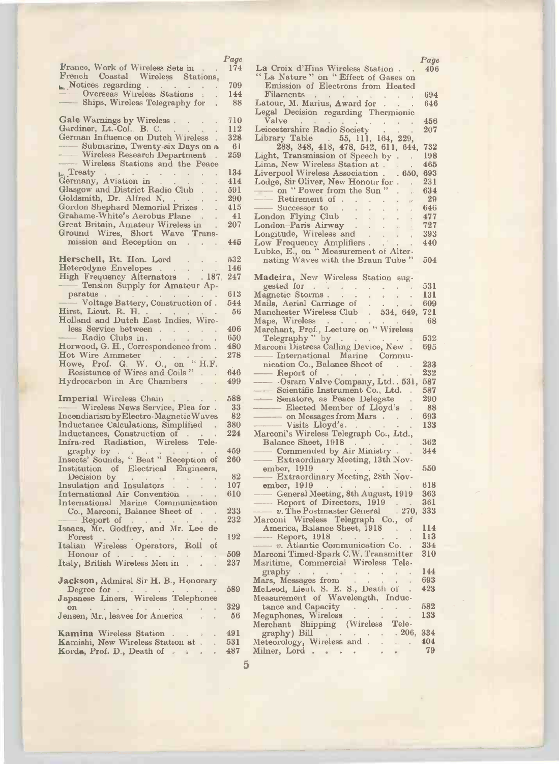| | Page |
|---|---|
| France, Work of Wireless Sets in | 174 |
| French Coastal Wireless Stations, Notices regarding | 709 |
| —— Overseas Wireless Stations | 144 |
| —— Ships, Wireless Telegraphy for | 88 |
| **Gale** Warnings by Wireless | 710 |
| Gardiner, Lt.-Col. B. C. | 112 |
| German Influence on Dutch Wireless | 328 |
| —— Submarine, Twenty-six Days on a | 61 |
| —— Wireless Research Department | 259 |
| —— Wireless Stations and the Peace Treaty | 134 |
| Germany, Aviation in | 414 |
| Glasgow and District Radio Club | 591 |
| Goldsmith, Dr. Alfred N. | 290 |
| Gordon Shephard Memorial Prizes | 415 |
| Grahame-White's Aerobus Plane | 41 |
| Great Britain, Amateur Wireless in | 207 |
| Ground Wires, Short Wave Transmission and Reception on | 445 |
| **Herschell**, Rt. Hon. Lord | 532 |
| Heterodyne Envelopes | 146 |
| High Frequency Alternators | 187, 247 |
| —— Tension Supply for Amateur Apparatus | 613 |
| —— Voltage Battery, Construction of | 544 |
| Hirst, Lieut. R. H. | 56 |
| Holland and Dutch East Indies, Wireless Service between | 406 |
| —— Radio Clubs in | 650 |
| Horwood, G. H., Correspondence from | 480 |
| Hot Wire Ammeter | 278 |
| Howe, Prof. G. W. O., on "H.F. Resistance of Wires and Coils" | 646 |
| Hydrocarbon in Arc Chambers | 499 |
| **Imperial** Wireless Chain | 588 |
| —— Wireless News Service, Plea for | 33 |
| Incendiarism by Electro-Magnetic Waves | 82 |
| Inductance Calculations, Simplified | 380 |
| Inductances, Construction of | 224 |
| Infra-red Radiation, Wireless Telegraphy by | 459 |
| Insects' Sounds, "Beat" Reception of | 260 |
| Institution of Electrical Engineers, Decision by | 82 |
| Insulation and Insulators | 107 |
| International Air Convention | 610 |
| International Marine Communication Co., Marconi, Balance Sheet of | 233 |
| —— Report of | 232 |
| Isaacs, Mr. Godfrey, and Mr. Lee de Forest | 192 |
| Italian Wireless Operators, Roll of Honour of | 509 |
| Italy, British Wireless Men in | 237 |
| **Jackson**, Admiral Sir H. B., Honorary Degree for | 589 |
| Japanese Liners, Wireless Telephones on | 329 |
| Jensen, Mr., leaves for America | 56 |
| **Kamina** Wireless Station | 491 |
| Kamishi, New Wireless Station at | 531 |
| Korda, Prof. D., Death of | 487 |
| **La Croix d'Hins** Wireless Station | 406 |
| "La Nature" on "Effect of Gases on Emission of Electrons from Heated Filaments | 694 |
| Latour, M. Marius, Award for | 646 |
| Legal Decision regarding Thermionic Valve | 456 |
| Leicestershire Radio Society | 207 |
| Library Table 55, 111, 164, 229, 288, 348, 418, 478, 542, 611, 644, | 732 |
| Light, Transmission of Speech by | 198 |
| Lima, New Wireless Station at | 465 |
| Liverpool Wireless Association | 650, 693 |
| Lodge, Sir Oliver, New Honour for | 231 |
| —— on "Power from the Sun" | 634 |
| —— Retirement of | 29 |
| —— Successor to | 646 |
| London Flying Club | 477 |
| London–Paris Airway | 727 |
| Longitude, Wireless and | 393 |
| Low Frequency Amplifiers | 440 |
| Lubke, E., on "Measurement of Alternating Waves with the Braun Tube" | 504 |
| **Madeira**, New Wireless Station suggested for | 531 |
| Magnetic Storms | 131 |
| Mails, Aerial Carriage of | 609 |
| Manchester Wireless Club | 534, 649, 721 |
| Maps, Wireless | 68 |
| Marchant, Prof., Lecture on "Wireless Telegraphy" by | 532 |
| Marconi Distress Calling Device, New | 695 |
| —— International Marine Communication Co., Balance Sheet of | 233 |
| —— Report of | 232 |
| —— -Osram Valve Company, Ltd. | 531, 587 |
| —— Scientific Instrument Co., Ltd. | 587 |
| —— Senatore, as Peace Delegate | 290 |
| —— Elected Member of Lloyd's | 88 |
| —— on Messages from Mars | 693 |
| —— Visits Lloyd's | 133 |
| Marconi's Wireless Telegraph Co., Ltd., Balance Sheet, 1918 | 362 |
| —— Commended by Air Ministry | 344 |
| —— Extraordinary Meeting, 13th November, 1919 | 550 |
| —— Extraordinary Meeting, 28th November, 1919 | 618 |
| —— General Meeting, 8th August, 1919 | 363 |
| —— Report of Directors, 1919 | 361 |
| —— v. The Postmaster General | 270, 333 |
| Marconi Wireless Telegraph Co., of America, Balance Sheet, 1918 | 114 |
| —— Report, 1918 | 113 |
| —— v. Atlantic Communication Co. | 334 |
| Marconi Timed-Spark C.W. Transmitter | 310 |
| Maritime, Commercial Wireless Telegraphy | 144 |
| Mars, Messages from | 693 |
| McLeod, Lieut. S. E. S., Death of | 423 |
| Measurement of Wavelength, Inductance and Capacity | 582 |
| Megaphones, Wireless | 133 |
| Merchant Shipping (Wireless Telegraphy) Bill | 206, 334 |
| Meteorology, Wireless and | 404 |
| Milner, Lord | 79 |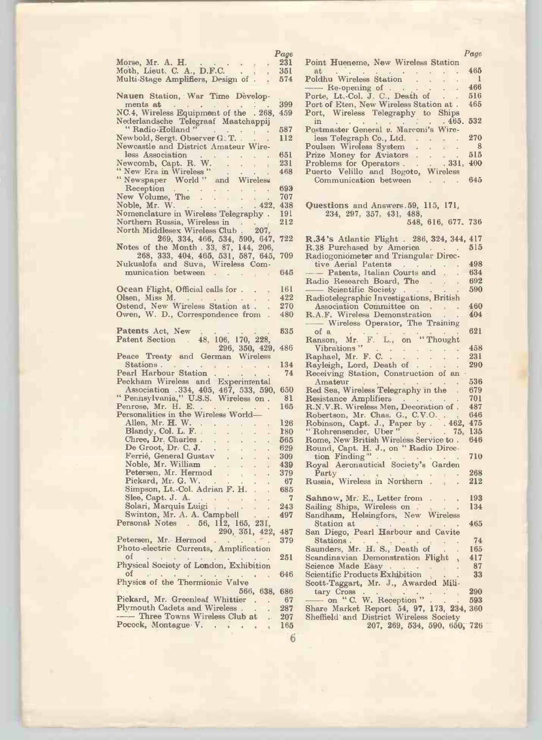| | Page |
|---|---|
| Morse, Mr. A. H. | 231 |
| Moth, Lieut. C. A., D.F.C. | 351 |
| Multi-Stage Amplifiers, Design of | 574 |
| **Nauen** Station, War Time Developments at | 399 |
| NC.4, Wireless Equipment of the | 268, 459 |
| Nederlandsche Telegraaf Maatchappij "Radio-Holland" | 587 |
| Newbold, Sergt. Observer G. T. | 112 |
| Newcastle and District Amateur Wireless Association | 651 |
| Newcomb, Capt. R. W. | 231 |
| "New Era in Wireless" | 468 |
| "Newspaper World" and Wireless Reception | 693 |
| New Volume, The | 707 |
| Noble, Mr. W. | 422, 438 |
| Nomenclature in Wireless Telegraphy | 191 |
| Northern Russia, Wireless in | 212 |
| North Middlesex Wireless Club | 207, 269, 334, 466, 534, 590, 647, 722 |
| Notes of the Month | 33, 87, 144, 206, 268, 333, 404, 465, 531, 587, 645, 709 |
| Nukualofa and Suva, Wireless Communication between | 645 |
| **Ocean** Flight, Official calls for | 161 |
| Olsen, Miss M. | 422 |
| Ostend, New Wireless Station at | 270 |
| Owen, W. D., Correspondence from | 480 |
| **Patents** Act, New | 835 |
| Patent Section | 48, 106, 170, 228, 296, 350, 429, 486 |
| Peace Treaty and German Wireless Stations | 134 |
| Pearl Harbour Station | 74 |
| Peckham Wireless and Experimental Association | 334, 405, 467, 533, 590, 650 |
| "Pennsylvania," U.S.S. Wireless on | 81 |
| Penrose, Mr. H. E. | 165 |
| Personalities in the Wireless World— | |
| Allen, Mr. H. W. | 126 |
| Blandy, Col. L. F. | 180 |
| Chree, Dr. Charles | 565 |
| De Groot, Dr. C. J. | 629 |
| Ferrié, General Gustav | 309 |
| Noble, Mr. William | 439 |
| Petersen, Mr. Hermod | 379 |
| Pickard, Mr. G. W. | 67 |
| Simpson, Lt.-Col. Adrian F. H. | 685 |
| Slee, Capt. J. A. | 7 |
| Solari, Marquis Luigi | 243 |
| Swinton, Mr. A. A. Campbell | 497 |
| Personal Notes | 56, 112, 165, 231, 290, 351, 422, 487 |
| Petersen, Mr. Hermod | 379 |
| Photo-electric Currents, Amplification of | 251 |
| Physical Society of London, Exhibition of | 646 |
| Physics of the Thermionic Valve | 566, 638, 686 |
| Pickard, Mr. Greenleaf Whittier | 67 |
| Plymouth Cadets and Wireless | 287 |
| —— Three Towns Wireless Club at | 207 |
| Pocock, Montague V. | 165 |
| Point Hueneme, New Wireless Station at | 465 |
| Poldhu Wireless Station | 1 |
| —— Re-opening of | 466 |
| Porte, Lt.-Col. J. C., Death of | 516 |
| Port of Eten, New Wireless Station at | 465 |
| Port, Wireless Telegraphy to Ships in | 465, 532 |
| Postmaster General *v.* Marconi's Wireless Telegraph Co., Ltd. | 270 |
| Poulsen Wireless System | 8 |
| Prize Money for Aviators | 515 |
| Problems for Operators | 331, 400 |
| Puerto Velillo and Bogoto, Wireless Communication between | 645 |
| **Questions** and Answers | 59, 115, 171, 234, 297, 357, 431, 488, 548, 616, 677, 736 |
| **R.34's** Atlantic Flight | 286, 324, 344, 417 |
| R.38 Purchased by America | 515 |
| Radiogoniometer and Triangular Directive Aerial Patents | 498 |
| —— Patents, Italian Courts and | 634 |
| Radio Research Board, The | 692 |
| —— Scientific Society | 590 |
| Radiotelegraphic Investigations, British Association Committee on | 460 |
| R.A.F. Wireless Demonstration | 404 |
| —— Wireless Operator, The Training of a | 621 |
| Ranson, Mr. F. L., on "Thought Vibrations" | 458 |
| Raphael, Mr. F. C. | 231 |
| Rayleigh, Lord, Death of | 290 |
| Receiving Station, Construction of an Amateur | 536 |
| Red Sea, Wireless Telegraphy in the | 679 |
| Resistance Amplifiers | 701 |
| R.N.V.R. Wireless Men, Decoration of | 487 |
| Robertson, Mr. Chas. G., C.V.O. | 646 |
| Robinson, Capt. J., Paper by | 462, 475 |
| "Rohrensender, Uber" | 75, 135 |
| Rome, New British Wireless Service to | 646 |
| Round, Capt. H. J., on "Radio Direction Finding" | 710 |
| Royal Aeronautical Society's Garden Party | 268 |
| Russia, Wireless in Northern | 212 |
| **Sahnow**, Mr. E., Letter from | 193 |
| Sailing Ships, Wireless on | 134 |
| Sandham, Helsingfors, New Wireless Station at | 465 |
| San Diego, Pearl Harbour and Cavite Stations | 74 |
| Saunders, Mr. H. S., Death of | 165 |
| Scandinavian Demonstration Flight | 417 |
| Science Made Easy | 87 |
| Scientific Products Exhibition | 33 |
| Scott-Taggart, Mr. J., Awarded Military Cross | 290 |
| —— on "C. W. Reception" | 593 |
| Share Market Report | 54, 97, 173, 234, 360 |
| Sheffield and District Wireless Society | 207, 269, 534, 590, 650, 726 |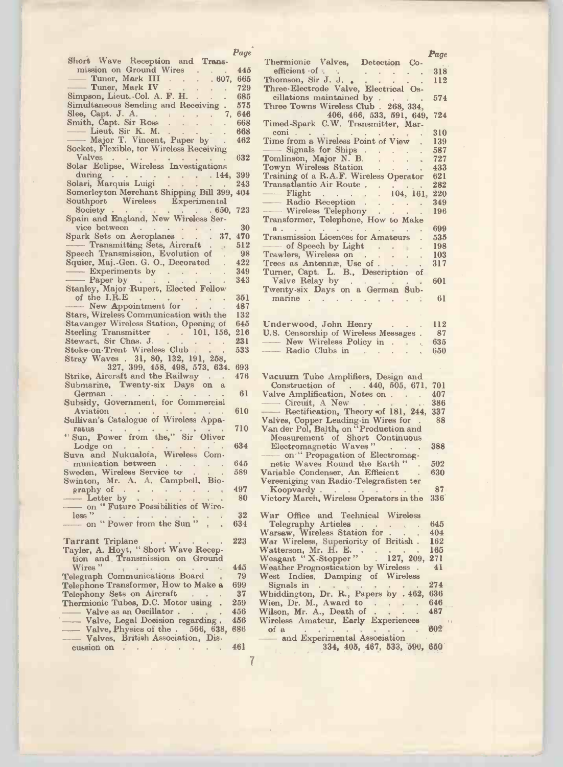| | Page |
|---|---|
| Short Wave Reception and Transmission on Ground Wires | 445 |
| —— Tuner, Mark III | 607, 665 |
| —— Tuner, Mark IV | 729 |
| Simpson, Lieut.-Col. A. F. H. | 685 |
| Simultaneous Sending and Receiving | 575 |
| Slee, Capt. J. A. | 7, 646 |
| Smith, Capt. Sir Ross | 668 |
| —— Lieut. Sir K. M. | 668 |
| —— Major T. Vincent, Paper by | 462 |
| Socket, Flexible, for Wireless Receiving Valves | 632 |
| Solar Eclipse, Wireless Investigations during | 144, 399 |
| Solari, Marquis Luigi | 243 |
| Somerleyton Merchant Shipping Bill | 399, 404 |
| Southport Wireless Experimental Society | 650, 723 |
| Spain and England, New Wireless Service between | 30 |
| Spark Sets on Aeroplanes | 37, 470 |
| —— Transmitting Sets, Aircraft | 512 |
| Speech Transmission, Evolution of | 98 |
| Squier, Maj.-Gen. G. O., Decorated | 422 |
| —— Experiments by | 349 |
| —— Paper by | 343 |
| Stanley, Major Rupert, Elected Fellow of the I.R.E | 351 |
| —— New Appointment for | 487 |
| Stars, Wireless Communication with the | 132 |
| Stavanger Wireless Station, Opening of | 645 |
| Sterling Transmitter | 101, 156, 216 |
| Stewart, Sir Chas. J. | 231 |
| Stoke-on-Trent Wireless Club | 533 |
| Stray Waves . 31, 80, 132, 191, 258, 327, 399, 458, 498, 573, 634. | 693 |
| Strike, Aircraft and the Railway | 476 |
| Submarine, Twenty-six Days on a German | 61 |
| Subsidy, Government, for Commercial Aviation | 610 |
| Sullivan's Catalogue of Wireless Apparatus | 710 |
| "Sun, Power from the," Sir Oliver Lodge on | 634 |
| Suva and Nukualofa, Wireless Communication between | 645 |
| Sweden, Wireless Service to | 589 |
| Swinton, Mr. A. A. Campbell, Biography of | 497 |
| —— Letter by | 80 |
| —— on "Future Possibilities of Wireless" | 32 |
| —— on "Power from the Sun" | 634 |
| | |
| Tarrant Triplane | 223 |
| Tayler, A. Hoyt, "Short Wave Reception and Transmission on Ground Wires" | 445 |
| Telegraph Communications Board | 79 |
| Telephone Transformer, How to Make a | 699 |
| Telephony Sets on Aircraft | 37 |
| Thermionic Tubes, D.C. Motor using | 259 |
| —— Valve as an Oscillator | 456 |
| —— Valve, Legal Decision regarding | 456 |
| —— Valve, Physics of the | 566, 638, 686 |
| —— Valves, British Association, Discussion on | 461 |
| Thermionic Valves, Detection Coefficient of | 318 |
| Thomson, Sir J. J. | 112 |
| Three-Electrode Valve, Electrical Oscillations maintained by | 574 |
| Three Towns Wireless Club . 268, 334, 406, 466, 533, 591, 649, | 724 |
| Timed-Spark C.W. Transmitter, Marconi | 310 |
| Time from a Wireless Point of View | 139 |
| —— Signals for Ships | 587 |
| Tomlinson, Major N. B. | 727 |
| Towyn Wireless Station | 433 |
| Training of a R.A.F. Wireless Operator | 621 |
| Transatlantic Air Route | 282 |
| —— Flight | 104, 161, 220 |
| —— Radio Reception | 349 |
| —— Wireless Telephony | 196 |
| Transformer, Telephone, How to Make a | 699 |
| Transmission Licences for Amateurs | 535 |
| —— of Speech by Light | 198 |
| Trawlers, Wireless on | 103 |
| Trees as Antennæ, Use of | 317 |
| Turner, Capt. L. B., Description of Valve Relay by | 601 |
| Twenty-six Days on a German Submarine | 61 |
| | |
| Underwood, John Henry | 112 |
| U.S. Censorship of Wireless Messages | 87 |
| —— New Wireless Policy in | 635 |
| —— Radio Clubs in | 650 |
| | |
| Vacuum Tube Amplifiers, Design and Construction of | 440, 505, 671, 701 |
| Valve Amplification, Notes on | 407 |
| —— Circuit, A New | 386 |
| —— Rectification, Theory of | 181, 244, 337 |
| Valves, Copper Leading-in Wires for | 88 |
| Van der Pol, Balth, on "Production and Measurement of Short Continuous Electromagnetic Waves" | 388 |
| —— on "Propagation of Electromagnetic Waves Round the Earth" | 502 |
| Variable Condenser, An Efficient | 630 |
| Vereeniging van Radio-Telegrafisten ter Koopvardy | 87 |
| Victory March, Wireless Operators in the | 336 |
| | |
| War Office and Technical Wireless Telegraphy Articles | 645 |
| Warsaw, Wireless Station for | 404 |
| War Wireless, Superiority of British | 162 |
| Watterson, Mr. H. E. | 165 |
| Weagant "X-Stopper" | 127, 209, 271 |
| Weather Prognostication by Wireless | 41 |
| West Indies, Damping of Wireless Signals in | 274 |
| Whiddington, Dr. R., Papers by | 462, 636 |
| Wien, Dr. M., Award to | 646 |
| Wilson, Mr. A., Death of | 487 |
| Wireless Amateur, Early Experiences of a | 602 |
| —— and Experimental Association | 334, 405, 467, 533, 590, 650 |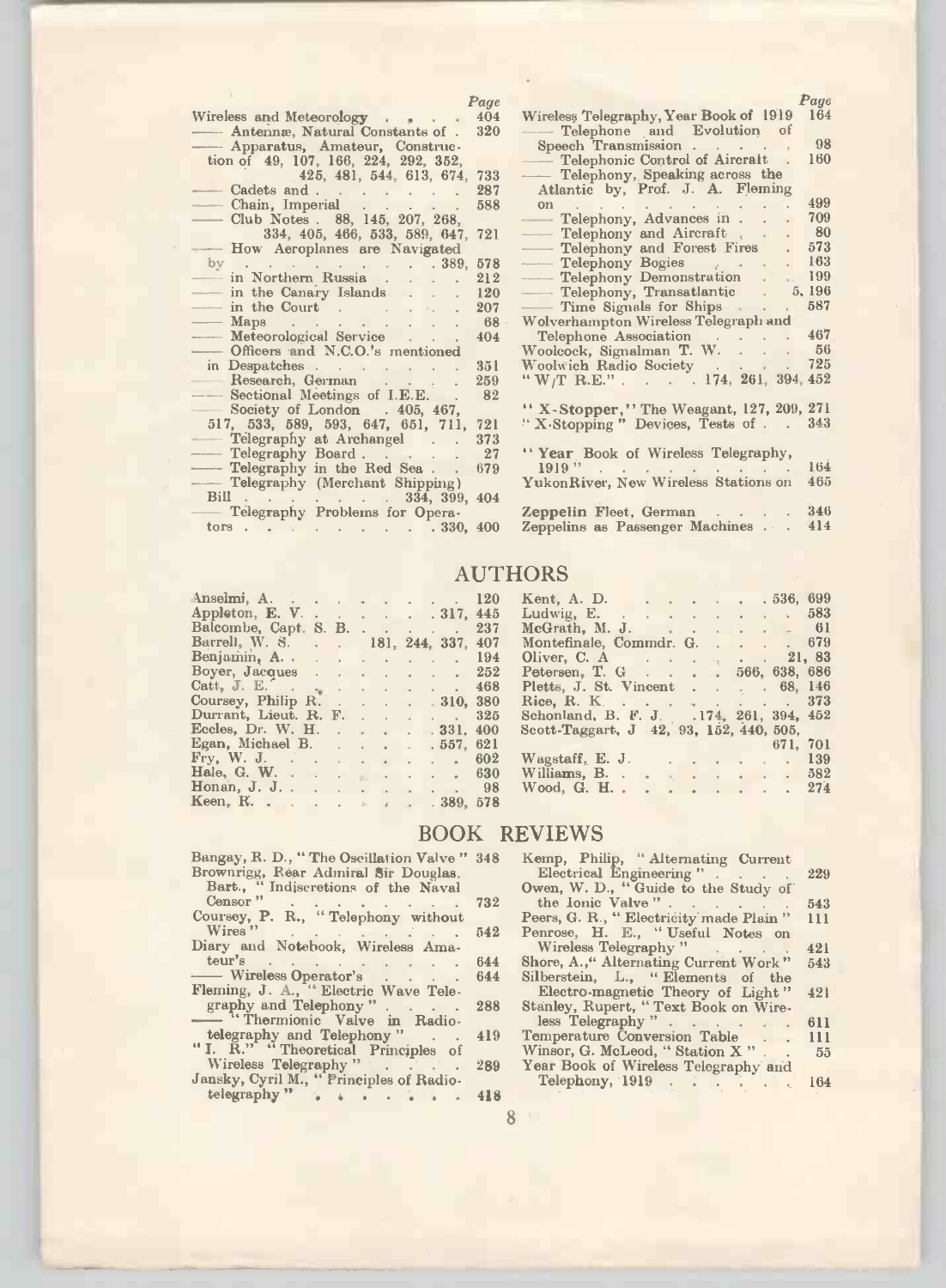| | Page |
|---|---|
| Wireless and Meteorology | 404 |
| —— Antennæ, Natural Constants of | 320 |
| —— Apparatus, Amateur, Construction of 49, 107, 166, 224, 292, 352, 425, 481, 544, 613, 674, | 733 |
| —— Cadets and | 287 |
| —— Chain, Imperial | 588 |
| —— Club Notes . 88, 145, 207, 268, 334, 405, 466, 533, 589, 647, | 721 |
| —— How Aeroplanes are Navigated by . 389, | 578 |
| —— in Northern Russia | 212 |
| —— in the Canary Islands | 120 |
| —— in the Court | 207 |
| —— Maps | 68 |
| —— Meteorological Service | 404 |
| —— Officers and N.C.O.'s mentioned in Despatches | 351 |
| —— Research, German | 259 |
| —— Sectional Meetings of I.E.E. | 82 |
| —— Society of London . 405, 467, 517, 533, 589, 593, 647, 651, 711, | 721 |
| —— Telegraphy at Archangel | 373 |
| —— Telegraphy Board | 27 |
| —— Telegraphy in the Red Sea | 679 |
| —— Telegraphy (Merchant Shipping) Bill . 334, 399, | 404 |
| —— Telegraphy Problems for Operators . 330, | 400 |
| Wireless Telegraphy, Year Book of 1919 | 164 |
| —— Telephone and Evolution of Speech Transmission | 98 |
| —— Telephonic Control of Aircraft | 160 |
| —— Telephony, Speaking across the Atlantic by, Prof. J. A. Fleming on | 499 |
| —— Telephony, Advances in | 709 |
| —— Telephony and Aircraft | 80 |
| —— Telephony and Forest Fires | 573 |
| —— Telephony Bogies | 163 |
| —— Telephony Demonstration | 199 |
| —— Telephony, Transatlantic | 5, 196 |
| —— Time Signals for Ships | 587 |
| Wolverhampton Wireless Telegraph and Telephone Association | 467 |
| Woolcock, Signalman T. W. | 56 |
| Woolwich Radio Society | 725 |
| "W/T R.E." . 174, 261, 394, | 452 |
| "X-Stopper," The Weagant, 127, 209, | 271 |
| "X-Stopping" Devices, Tests of | 343 |
| "Year Book of Wireless Telegraphy, 1919" | 164 |
| YukonRiver, New Wireless Stations on | 465 |
| Zeppelin Fleet, German | 346 |
| Zeppelins as Passenger Machines | 414 |

## AUTHORS

| Author | Page |
|---|---|
| Anselmi, A. | 120 |
| Appleton, E. V. | 317, 445 |
| Balcombe, Capt. S. B. | 237 |
| Barrell, W. S. | 181, 244, 337, 407 |
| Benjamin, A. | 194 |
| Boyer, Jacques | 252 |
| Catt, J. E. | 468 |
| Coursey, Philip R. | 310, 380 |
| Durrant, Lieut. R. F. | 325 |
| Eccles, Dr. W. H. | 331, 400 |
| Egan, Michael B. | 557, 621 |
| Fry, W. J. | 602 |
| Hale, G. W. | 630 |
| Honan, J. J. | 98 |
| Keen, R. | 389, 578 |
| Kent, A. D. | 536, 699 |
| Ludwig, E. | 583 |
| McGrath, M. J. | 61 |
| Montefinale, Commdr. G. | 679 |
| Oliver, C. A | 21, 83 |
| Petersen, T. G | 566, 638, 686 |
| Pletts, J. St. Vincent | 68, 146 |
| Rice, R. K. | 373 |
| Schonland, B. F. J. | 174, 261, 394, 452 |
| Scott-Taggart, J | 42, 93, 152, 440, 505, 671, 701 |
| Wagstaff, E. J. | 139 |
| Williams, B. | 582 |
| Wood, G. H. | 274 |

## BOOK REVIEWS

| Review | Page |
|---|---|
| Bangay, R. D., "The Oscillation Valve" | 348 |
| Brownrigg, Rear Admiral Sir Douglas, Bart., "Indiscretions of the Naval Censor" | 732 |
| Coursey, P. R., "Telephony without Wires" | 542 |
| Diary and Notebook, Wireless Amateur's | 644 |
| —— Wireless Operator's | 644 |
| Fleming, J. A., "Electric Wave Telegraphy and Telephony" | 288 |
| —— "Thermionic Valve in Radiotelegraphy and Telephony" | 419 |
| "I. R." "Theoretical Principles of Wireless Telegraphy" | 289 |
| Jansky, Cyril M., "Principles of Radiotelegraphy" | 418 |
| Kemp, Philip, "Alternating Current Electrical Engineering" | 229 |
| Owen, W. D., "Guide to the Study of the Ionic Valve" | 543 |
| Peers, G. R., "Electricity made Plain" | 111 |
| Penrose, H. E., "Useful Notes on Wireless Telegraphy" | 421 |
| Shore, A., "Alternating Current Work" | 543 |
| Silberstein, L., "Elements of the Electro-magnetic Theory of Light" | 421 |
| Stanley, Rupert, "Text Book on Wireless Telegraphy" | 611 |
| Temperature Conversion Table | 111 |
| Winsor, G. McLeod, "Station X" | 55 |
| Year Book of Wireless Telegraphy and Telephony, 1919 | 164 |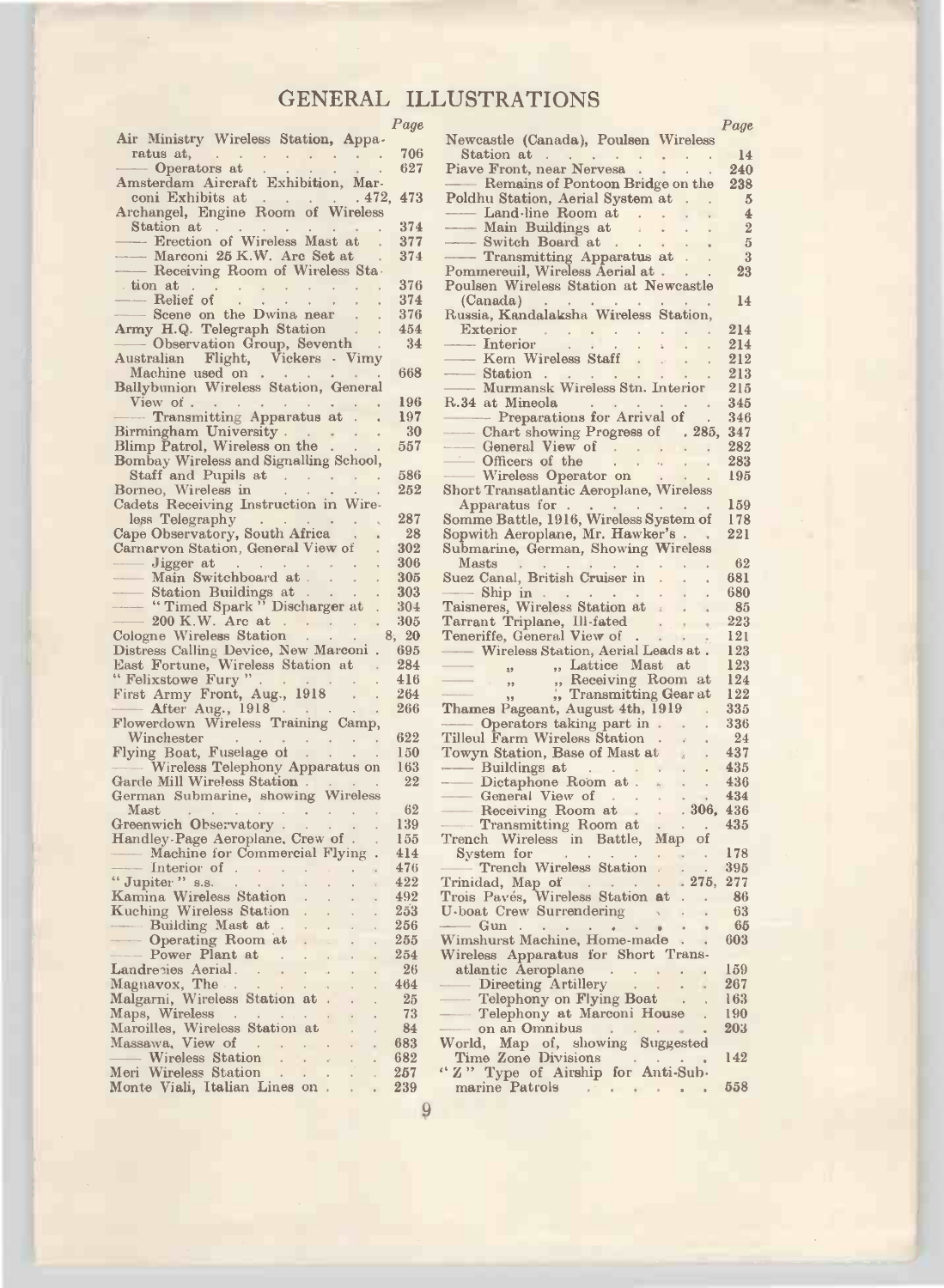# GENERAL ILLUSTRATIONS

| | Page |
|---|---|
| Air Ministry Wireless Station, Apparatus at, | 706 |
| —— Operators at | 627 |
| Amsterdam Aircraft Exhibition, Marconi Exhibits at | 472, 473 |
| Archangel, Engine Room of Wireless Station at | 374 |
| —— Erection of Wireless Mast at | 377 |
| —— Marconi 25 K.W. Arc Set at | 374 |
| —— Receiving Room of Wireless Station at | 376 |
| —— Relief of | 374 |
| —— Scene on the Dwina near | 376 |
| Army H.Q. Telegraph Station | 454 |
| —— Observation Group, Seventh | 34 |
| Australian Flight, Vickers - Vimy Machine used on | 668 |
| Ballybunion Wireless Station, General View of | 196 |
| —— Transmitting Apparatus at | 197 |
| Birmingham University | 30 |
| Blimp Patrol, Wireless on the | 557 |
| Bombay Wireless and Signalling School, Staff and Pupils at | 586 |
| Borneo, Wireless in | 252 |
| Cadets Receiving Instruction in Wireless Telegraphy | 287 |
| Cape Observatory, South Africa | 28 |
| Carnarvon Station, General View of | 302 |
| —— Jigger at | 306 |
| —— Main Switchboard at | 305 |
| —— Station Buildings at | 303 |
| —— "Timed Spark" Discharger at | 304 |
| —— 200 K.W. Arc at | 305 |
| Cologne Wireless Station | 8, 20 |
| Distress Calling Device, New Marconi | 695 |
| East Fortune, Wireless Station at | 284 |
| "Felixstowe Fury" | 416 |
| First Army Front, Aug., 1918 | 264 |
| —— After Aug., 1918 | 266 |
| Flowerdown Wireless Training Camp, Winchester | 622 |
| Flying Boat, Fuselage of | 150 |
| —— Wireless Telephony Apparatus on | 163 |
| Garde Mill Wireless Station | 22 |
| German Submarine, showing Wireless Mast | 62 |
| Greenwich Observatory | 139 |
| Handley-Page Aeroplane, Crew of | 155 |
| —— Machine for Commercial Flying | 414 |
| —— Interior of | 476 |
| "Jupiter" s.s. | 422 |
| Kamina Wireless Station | 492 |
| Kuching Wireless Station | 253 |
| —— Building Mast at | 256 |
| —— Operating Room at | 255 |
| —— Power Plant at | 254 |
| Landrecies Aerial | 26 |
| Magnavox, The | 464 |
| Malgarni, Wireless Station at | 25 |
| Maps, Wireless | 73 |
| Maroilles, Wireless Station at | 84 |
| Massawa, View of | 683 |
| —— Wireless Station | 682 |
| Meri Wireless Station | 257 |
| Monte Viali, Italian Lines on | 239 |
| Newcastle (Canada), Poulsen Wireless Station at | 14 |
| Piave Front, near Nervesa | 240 |
| —— Remains of Pontoon Bridge on the | 238 |
| Poldhu Station, Aerial System at | 5 |
| —— Land-line Room at | 4 |
| —— Main Buildings at | 2 |
| —— Switch Board at | 5 |
| —— Transmitting Apparatus at | 3 |
| Pommereuil, Wireless Aerial at | 23 |
| Poulsen Wireless Station at Newcastle (Canada) | 14 |
| Russia, Kandalaksha Wireless Station, Exterior | 214 |
| —— Interior | 214 |
| —— Kem Wireless Staff | 212 |
| —— Station | 213 |
| —— Murmansk Wireless Stn. Interior | 215 |
| R.34 at Mineola | 345 |
| —— Preparations for Arrival of | 346 |
| —— Chart showing Progress of | 285, 347 |
| —— General View of | 282 |
| —— Officers of the | 283 |
| —— Wireless Operator on | 195 |
| Short Transatlantic Aeroplane, Wireless Apparatus for | 159 |
| Somme Battle, 1916, Wireless System of | 178 |
| Sopwith Aeroplane, Mr. Hawker's | 221 |
| Submarine, German, Showing Wireless Masts | 62 |
| Suez Canal, British Cruiser in | 681 |
| —— Ship in | 680 |
| Taisneres, Wireless Station at | 85 |
| Tarrant Triplane, Ill-fated | 223 |
| Teneriffe, General View of | 121 |
| —— Wireless Station, Aerial Leads at | 123 |
| —— ,, ,, Lattice Mast at | 123 |
| —— ,, ,, Receiving Room at | 124 |
| —— ,, ,, Transmitting Gear at | 122 |
| Thames Pageant, August 4th, 1919 | 335 |
| —— Operators taking part in | 336 |
| Tilleul Farm Wireless Station | 24 |
| Towyn Station, Base of Mast at | 437 |
| —— Buildings at | 435 |
| —— Dictaphone Room at | 436 |
| —— General View of | 434 |
| —— Receiving Room at | 306, 436 |
| —— Transmitting Room at | 435 |
| Trench Wireless in Battle, Map of System for | 178 |
| —— Trench Wireless Station | 395 |
| Trinidad, Map of | 275, 277 |
| Trois Pavés, Wireless Station at | 86 |
| U-boat Crew Surrendering | 63 |
| —— Gun | 65 |
| Wimshurst Machine, Home-made | 603 |
| Wireless Apparatus for Short Transatlantic Aeroplane | 159 |
| —— Directing Artillery | 267 |
| —— Telephony on Flying Boat | 163 |
| —— Telephony at Marconi House | 190 |
| —— on an Omnibus | 203 |
| World, Map of, showing Suggested Time Zone Divisions | 142 |
| "Z" Type of Airship for Anti-Submarine Patrols | 558 |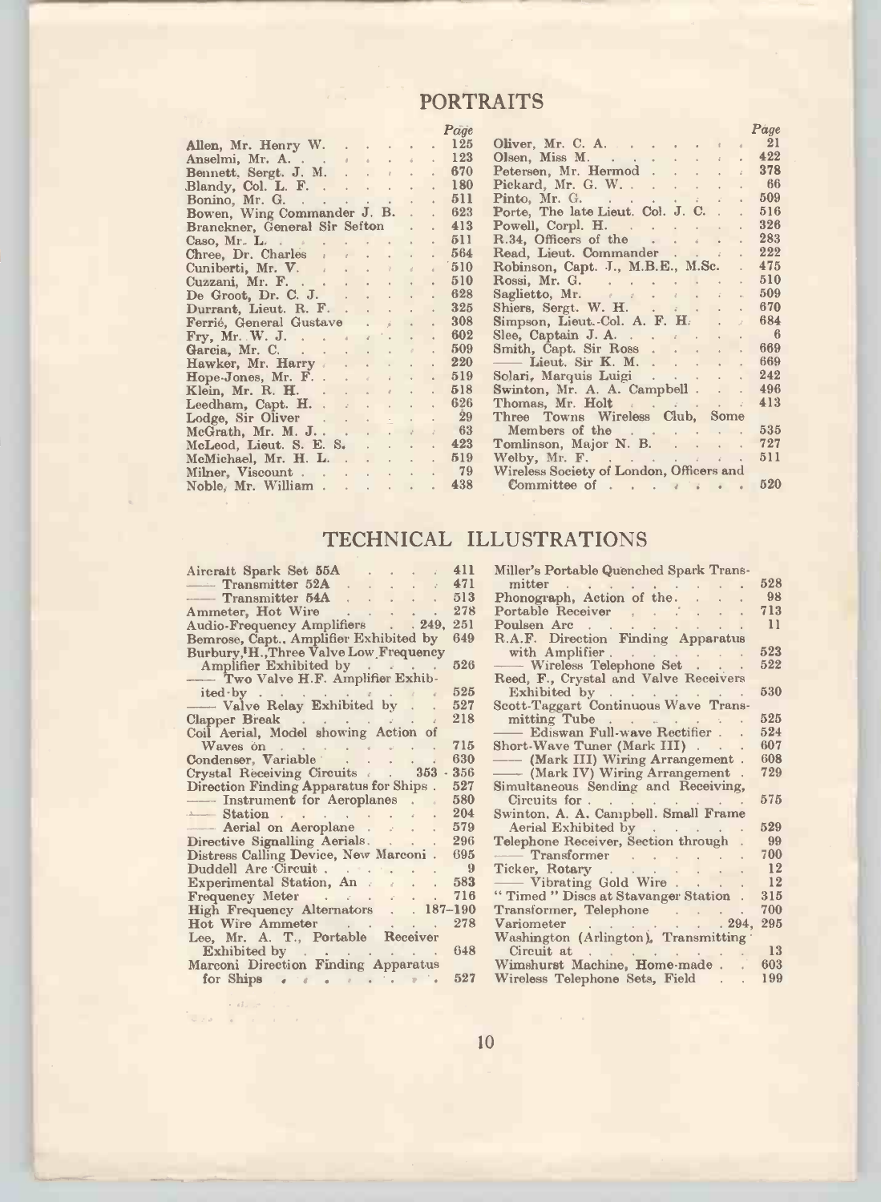## PORTRAITS

| | Page |
|---|---|
| Allen, Mr. Henry W. | 125 |
| Anselmi, Mr. A. | 123 |
| Bennett, Sergt. J. M. | 670 |
| Blandy, Col. L. F. | 180 |
| Bonino, Mr. G. | 511 |
| Bowen, Wing Commander J. B. | 623 |
| Branckner, General Sir Sefton | 413 |
| Caso, Mr. L. | 511 |
| Chree, Dr. Charles | 564 |
| Cuniberti, Mr. V. | 510 |
| Cuzzani, Mr. F. | 510 |
| De Groot, Dr. C. J. | 628 |
| Durrant, Lieut. R. F. | 325 |
| Ferrié, General Gustave | 308 |
| Fry, Mr. W. J. | 602 |
| Garcia, Mr. C. | 509 |
| Hawker, Mr. Harry | 220 |
| Hope-Jones, Mr. F. | 519 |
| Klein, Mr. R. H. | 518 |
| Leedham, Capt. H. | 626 |
| Lodge, Sir Oliver | 29 |
| McGrath, Mr. M. J. | 63 |
| McLeod, Lieut. S. E. S. | 423 |
| McMichael, Mr. H. L. | 519 |
| Milner, Viscount | 79 |
| Noble, Mr. William | 438 |
| Oliver, Mr. C. A. | 21 |
| Olsen, Miss M. | 422 |
| Petersen, Mr. Hermod | 378 |
| Pickard, Mr. G. W. | 66 |
| Pinto, Mr. G. | 509 |
| Porte, The late Lieut. Col. J. C. | 516 |
| Powell, Corpl. H. | 326 |
| R.34, Officers of the | 283 |
| Read, Lieut. Commander | 222 |
| Robinson, Capt. J., M.B.E., M.Sc. | 475 |
| Rossi, Mr. G. | 510 |
| Saglietto, Mr. | 509 |
| Shiers, Sergt. W. H. | 670 |
| Simpson, Lieut.-Col. A. F. H. | 684 |
| Slee, Captain J. A. | 6 |
| Smith, Capt. Sir Ross | 669 |
| —— Lieut. Sir K. M. | 669 |
| Solari, Marquis Luigi | 242 |
| Swinton, Mr. A. A. Campbell | 496 |
| Thomas, Mr. Holt | 413 |
| Three Towns Wireless Club, Some Members of the | 535 |
| Tomlinson, Major N. B. | 727 |
| Welby, Mr. F. | 511 |
| Wireless Society of London, Officers and Committee of | 520 |

## TECHNICAL ILLUSTRATIONS

| | Page |
|---|---|
| Aircraft Spark Set 55A | 411 |
| —— Transmitter 52A | 471 |
| —— Transmitter 54A | 513 |
| Ammeter, Hot Wire | 278 |
| Audio-Frequency Amplifiers | 249, 251 |
| Bemrose, Capt., Amplifier Exhibited by | 649 |
| Burbury, H., Three Valve Low Frequency Amplifier Exhibited by | 526 |
| —— Two Valve H.F. Amplifier Exhibited by | 525 |
| —— Valve Relay Exhibited by | 527 |
| Clapper Break | 218 |
| Coil Aerial, Model showing Action of Waves on | 715 |
| Condenser, Variable | 630 |
| Crystal Receiving Circuits | 353 - 356 |
| Direction Finding Apparatus for Ships | 527 |
| —— Instrument for Aeroplanes | 580 |
| —— Station | 204 |
| —— Aerial on Aeroplane | 579 |
| Directive Signalling Aerials | 296 |
| Distress Calling Device, New Marconi | 695 |
| Duddell Arc Circuit | 9 |
| Experimental Station, An | 583 |
| Frequency Meter | 716 |
| High Frequency Alternators | 187–190 |
| Hot Wire Ammeter | 278 |
| Lee, Mr. A. T., Portable Receiver Exhibited by | 648 |
| Marconi Direction Finding Apparatus for Ships | 527 |
| Miller's Portable Quenched Spark Transmitter | 528 |
| Phonograph, Action of the | 98 |
| Portable Receiver | 713 |
| Poulsen Arc | 11 |
| R.A.F. Direction Finding Apparatus with Amplifier | 523 |
| —— Wireless Telephone Set | 522 |
| Reed, F., Crystal and Valve Receivers Exhibited by | 530 |
| Scott-Taggart Continuous Wave Transmitting Tube | 525 |
| —— Ediswan Full-wave Rectifier | 524 |
| Short-Wave Tuner (Mark III) | 607 |
| —— (Mark III) Wiring Arrangement | 608 |
| —— (Mark IV) Wiring Arrangement | 729 |
| Simultaneous Sending and Receiving, Circuits for | 575 |
| Swinton, A. A. Campbell, Small Frame Aerial Exhibited by | 529 |
| Telephone Receiver, Section through | 99 |
| —— Transformer | 700 |
| Ticker, Rotary | 12 |
| —— Vibrating Gold Wire | 12 |
| "Timed" Discs at Stavanger Station | 315 |
| Transformer, Telephone | 700 |
| Variometer | 294, 295 |
| Washington (Arlington), Transmitting Circuit at | 13 |
| Wimshurst Machine, Home-made | 603 |
| Wireless Telephone Sets, Field | 199 |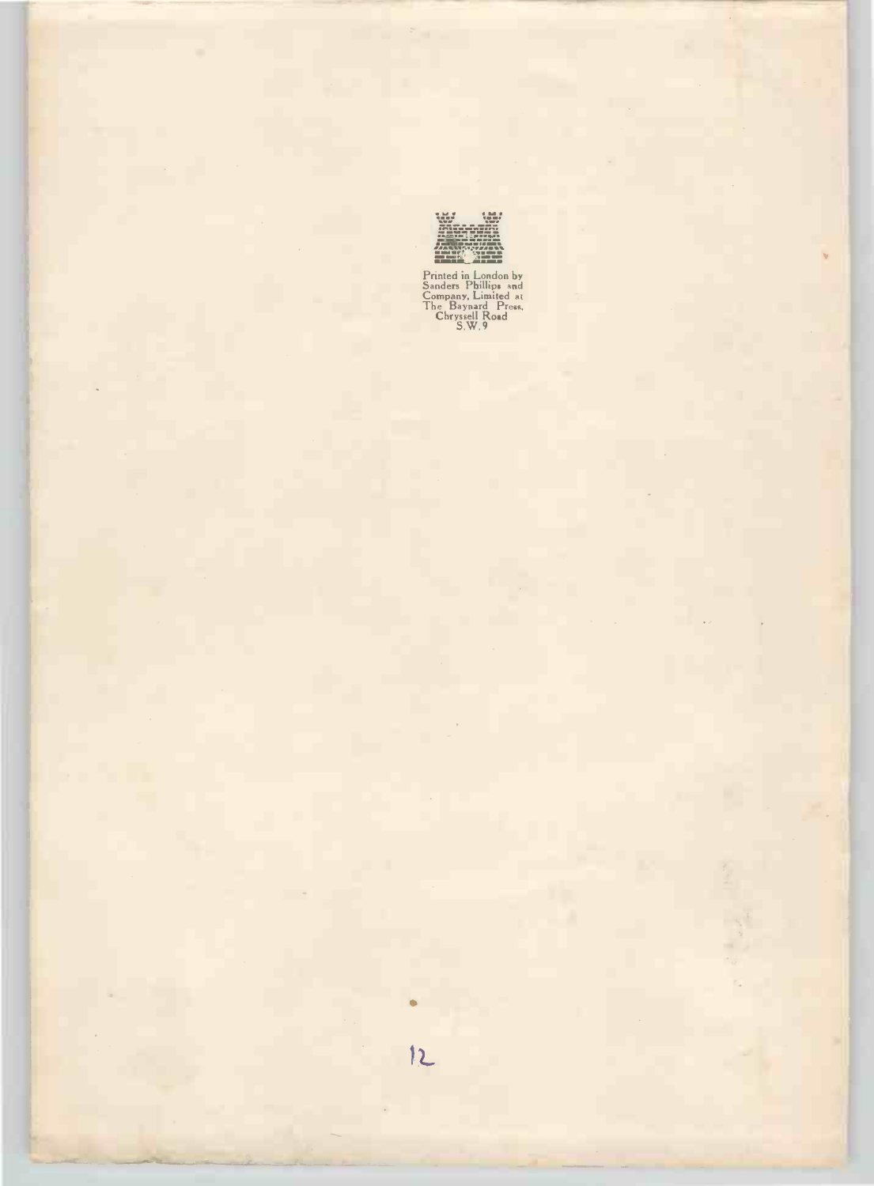Printed in London by
Sanders Phillips and
Company, Limited at
The Baynard Press,
Chryssell Road
S.W.9